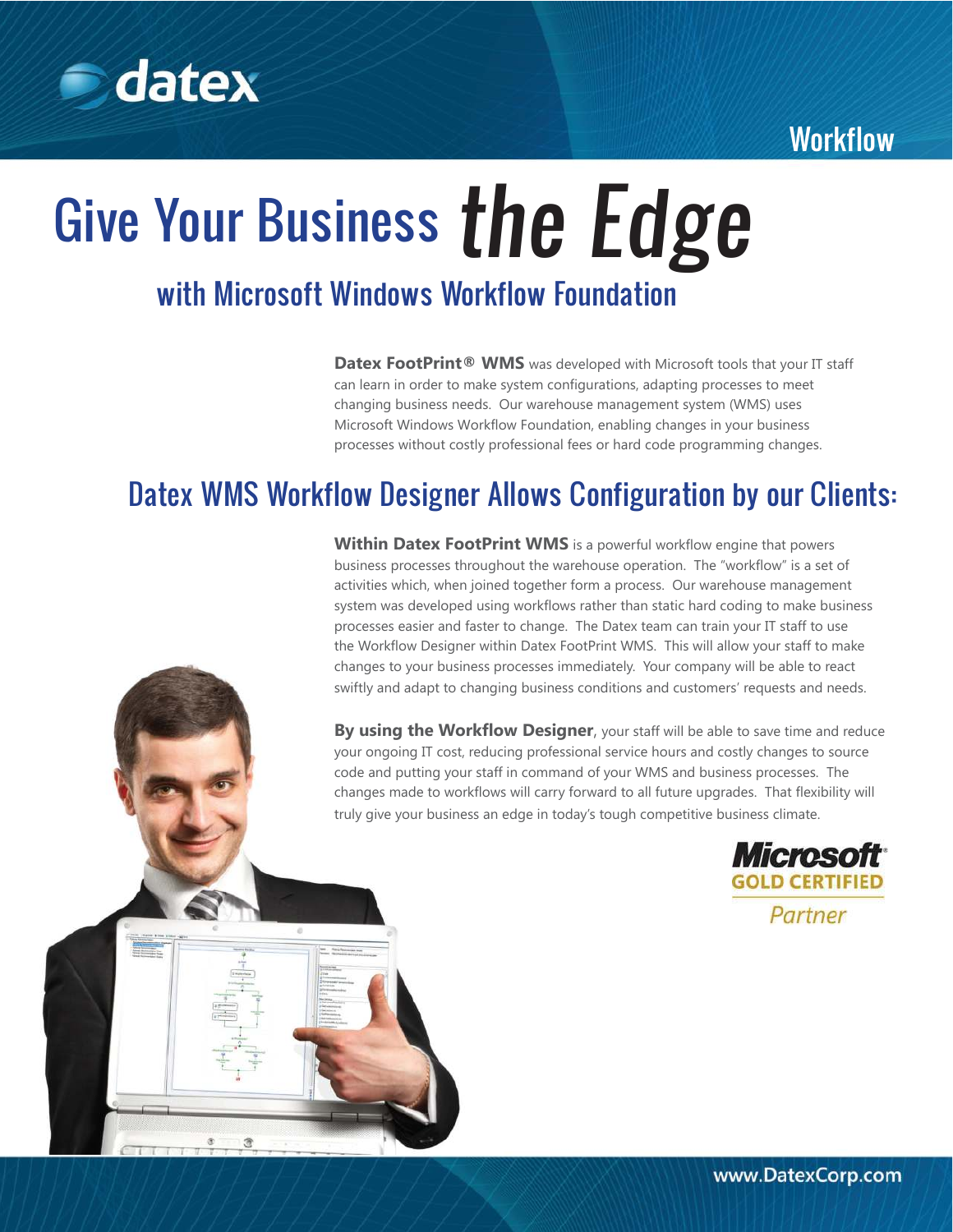Workflow

# Give Your Business *the Edge*

## with Microsoft Windows Workflow Foundation

**Datex FootPrint® WMS** was developed with Microsoft tools that your IT staff can learn in order to make system configurations, adapting processes to meet changing business needs. Our warehouse management system (WMS) uses Microsoft Windows Workflow Foundation, enabling changes in your business processes without costly professional fees or hard code programming changes.

## Datex WMS Workflow Designer Allows Configuration by our Clients:

**Within Datex FootPrint WMS** is a powerful workflow engine that powers business processes throughout the warehouse operation. The "workflow" is a set of activities which, when joined together form a process. Our warehouse management system was developed using workflows rather than static hard coding to make business processes easier and faster to change. The Datex team can train your IT staff to use the Workflow Designer within Datex FootPrint WMS. This will allow your staff to make changes to your business processes immediately. Your company will be able to react swiftly and adapt to changing business conditions and customers' requests and needs.

**By using the Workflow Designer**, your staff will be able to save time and reduce your ongoing IT cost, reducing professional service hours and costly changes to source code and putting your staff in command of your WMS and business processes. The changes made to workflows will carry forward to all future upgrades. That flexibility will truly give your business an edge in today's tough competitive business climate.

Microsoft GOLD CERTIFIED Partner

www.DatexCorp.com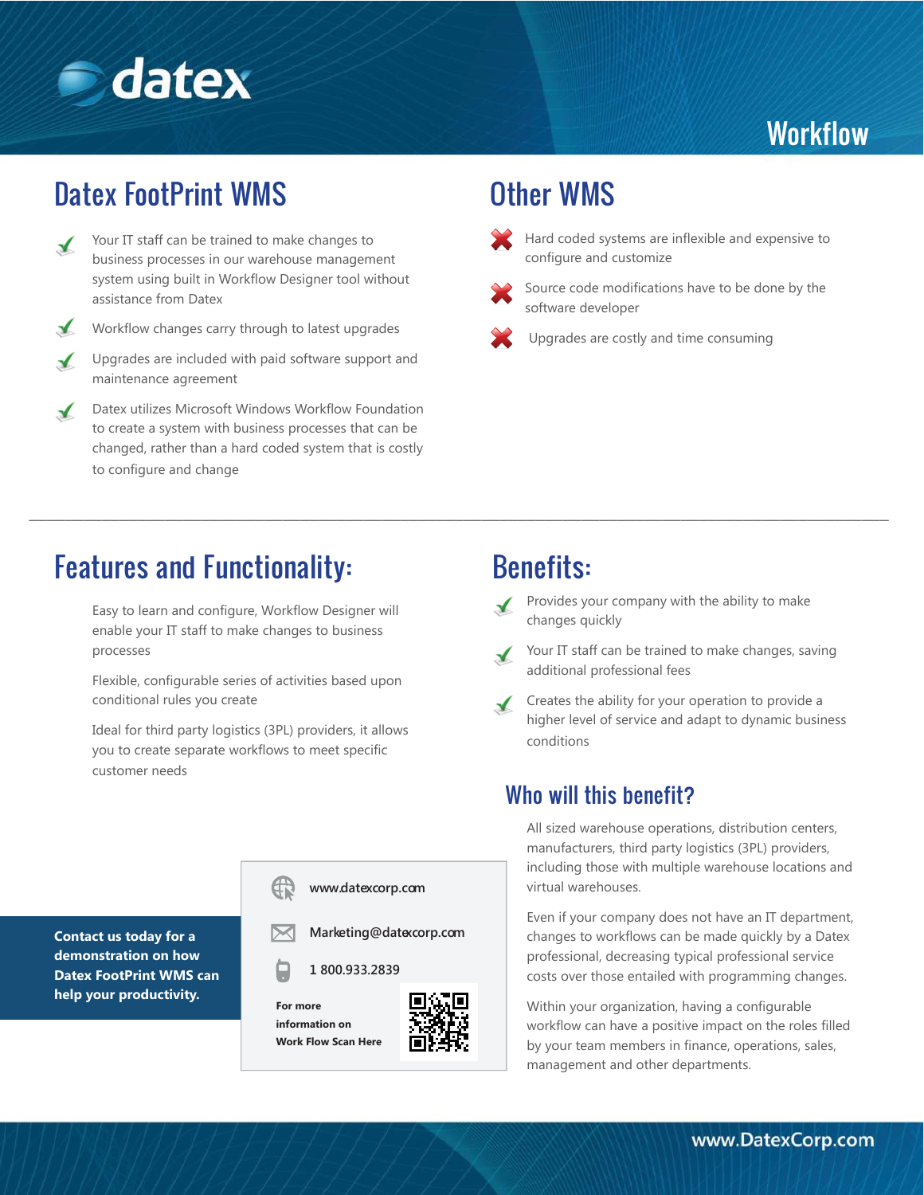# Workflow

## Datex FootPrint WMS

- Your IT staff can be trained to make changes to business processes in our warehouse management system using built in Workflow Designer tool without assistance from Datex
- Workflow changes carry through to latest upgrades
- Upgrades are included with paid software support and maintenance agreement
- Datex utilizes Microsoft Windows Workflow Foundation to create a system with business processes that can be changed, rather than a hard coded system that is costly to configure and change

## Other WMS

- Hard coded systems are inflexible and expensive to configure and customize
- Source code modifications have to be done by the software developer
- Upgrades are costly and time consuming

---

## Features and Functionality:

Easy to learn and configure, Workflow Designer will enable your IT staff to make changes to business processes

Flexible, configurable series of activities based upon conditional rules you create

Ideal for third party logistics (3PL) providers, it allows you to create separate workflows to meet specific customer needs

## Benefits:

- Provides your company with the ability to make changes quickly
- Your IT staff can be trained to make changes, saving additional professional fees
- Creates the ability for your operation to provide a higher level of service and adapt to dynamic business conditions

### Who will this benefit?

All sized warehouse operations, distribution centers, manufacturers, third party logistics (3PL) providers, including those with multiple warehouse locations and virtual warehouses.

Even if your company does not have an IT department, changes to workflows can be made quickly by a Datex professional, decreasing typical professional service costs over those entailed with programming changes.

Within your organization, having a configurable workflow can have a positive impact on the roles filled by your team members in finance, operations, sales, management and other departments.

**Contact us today for a demonstration on how Datex FootPrint WMS can help your productivity.**

www.datexcorp.com

Marketing@datexcorp.com

1 800.933.2839

**For more information on Work Flow Scan Here**

www.DatexCorp.com